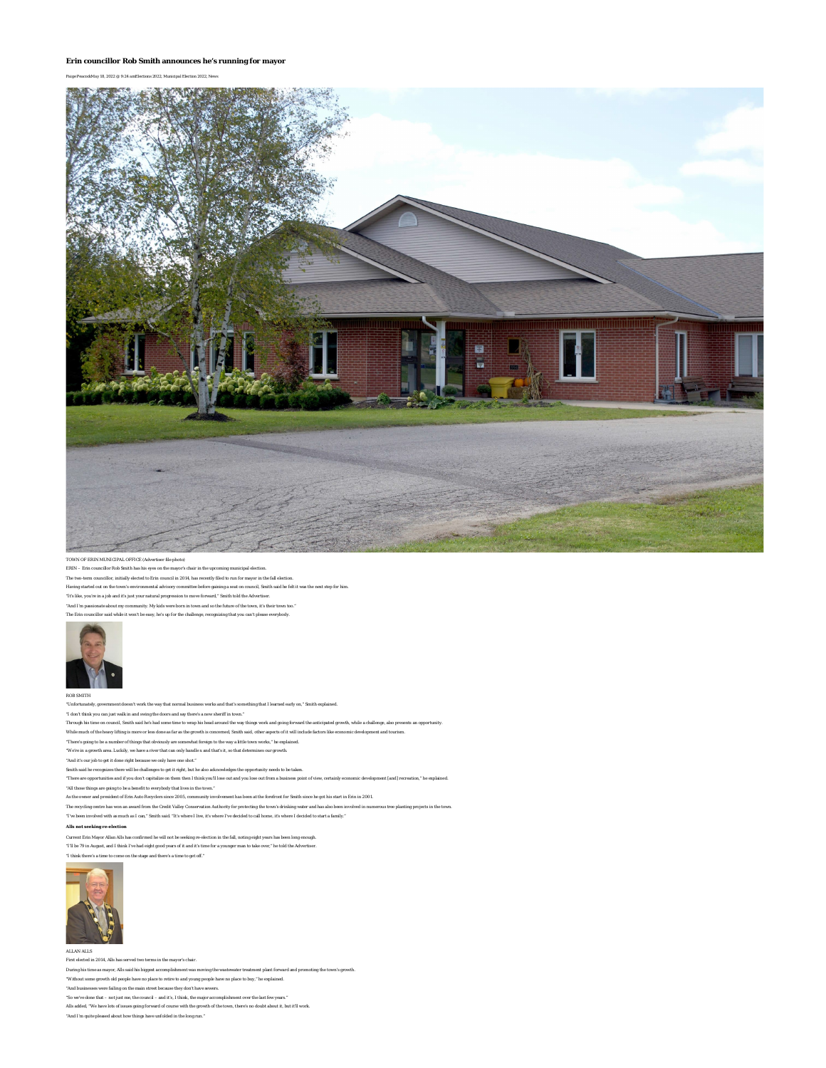# Erin councillor Rob Smith announces he's running for mayor

Paige Peacock May 18, 2022 @ 9:24 am Elections 2022, Municipal Election 2022, News

TOWN OF ERIN MUNICIPAL OFFICE (Advertiser file photo)

ERIN – Erin councillor Rob Smith has his eyes on the mayor's chair in the upcoming municipal election.

The two-term councillor, initially elected to Erin council in 2014, has recently filed to run for mayor in the fall election.

Having started out on the town's environmental advisory committee before gaining a seat on council, Smith said he felt it was the next step for him.

"It's like, you're in a job and it's just your natural progression to move forward," Smith told the Advertiser.

"And I'm passionate about my community. My kids were born in town and so the future of the town, it's their town too."

The Erin councillor said while it won't be easy, he's up for the challenge, recognizing that you can't please everybody.

ROB SMITH

"Unfortunately, government doesn't work the way that normal business works and that's something that I learned early on," Smith explained.

"I don't think you can just walk in and swing the doors and say there's a new sheriff in town."

Through his time on council, Smith said he's had some time to wrap his head around the way things work and going forward the anticipated growth, while a challenge, also presents an opportunity.

While much of the heavy lifting is more or less done as far as the growth is concerned, Smith said, other aspects of it will include factors like economic development and tourism.

"There's going to be a number of things that obviously are somewhat foreign to the way a little town works," he explained.

"We're in a growth area. Luckily, we have a river that can only handle x and that's it, so that determines our growth.

"And it's our job to get it done right because we only have one shot."

Smith said he recognizes there will be challenges to get it right, but he also acknowledges the opportunity needs to be taken.

"There are opportunities and if you don't capitalize on them then I think you'll lose out and you lose out from a business point of view, certainly economic development [and] recreation," he explained.

"All those things are going to be a benefit to everybody that lives in the town."

As the owner and president of Erin Auto Recyclers since 2005, community involvement has been at the forefront for Smith since he got his start in Erin in 2001.

The recycling centre has won an award from the Credit Valley Conservation Authority for protecting the town's drinking water and has also been involved in numerous tree planting projects in the town.

"I've been involved with as much as I can," Smith said. "It's where I live, it's where I've decided to call home, it's where I decided to start a family."

**Alls not seeking re-election**

Current Erin Mayor Allan Alls has confirmed he will not be seeking re-election in the fall, noting eight years has been long enough.

"I'll be 79 in August, and I think I've had eight good years of it and it's time for a younger man to take over," he told the Advertiser.

"I think there's a time to come on the stage and there's a time to get off."

ALLAN ALLS

First elected in 2014, Alls has served two terms in the mayor's chair.

During his time as mayor, Alls said his biggest accomplishment was moving the wastewater treatment plant forward and promoting the town's growth.

"Without some growth old people have no place to retire to and young people have no place to buy," he explained.

"And businesses were failing on the main street because they don't have sewers.

"So we've done that – not just me, the council – and it's, I think, the major accomplishment over the last few years."

Alls added, "We have lots of issues going forward of course with the growth of the town, there's no doubt about it, but it'll work.

"And I'm quite pleased about how things have unfolded in the long run."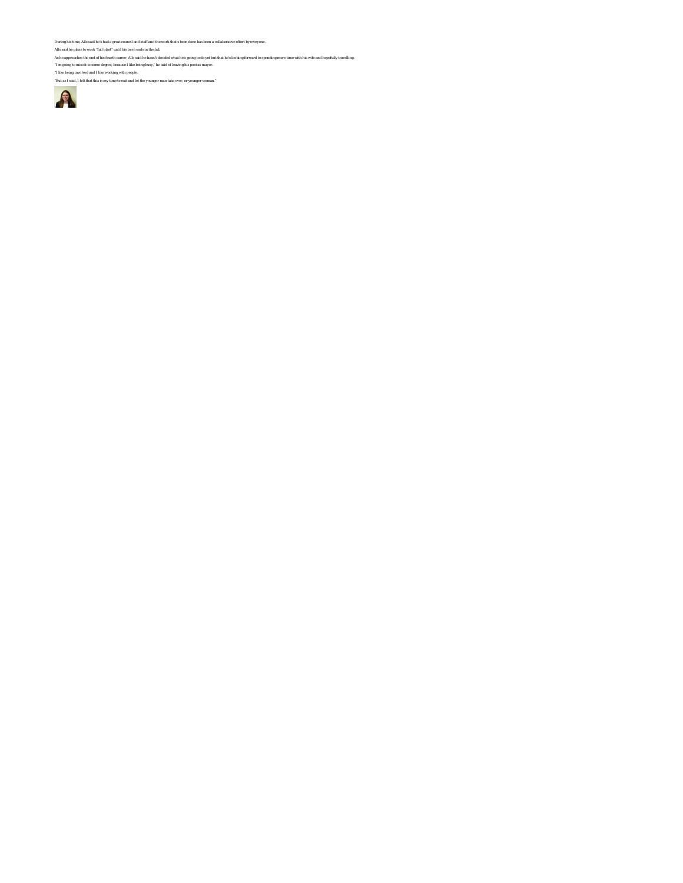During his time, Alls said he's had a great council and staff and the work that's been done has been a collaborative effort by everyone.

Alls said he plans to work "full blast" until his term ends in the fall.

As he approaches the end of his fourth career, Alls said he hasn't decided what he's going to do yet but that he's looking forward to spending more time with his wife and hopefully travelling.

"I'm going to miss it to some degree, because I like being busy," he said of leaving his post as mayor.

"I like being involved and I like working with people.

"But as I said, I felt that this is my time to exit and let the younger man take over, or younger woman."